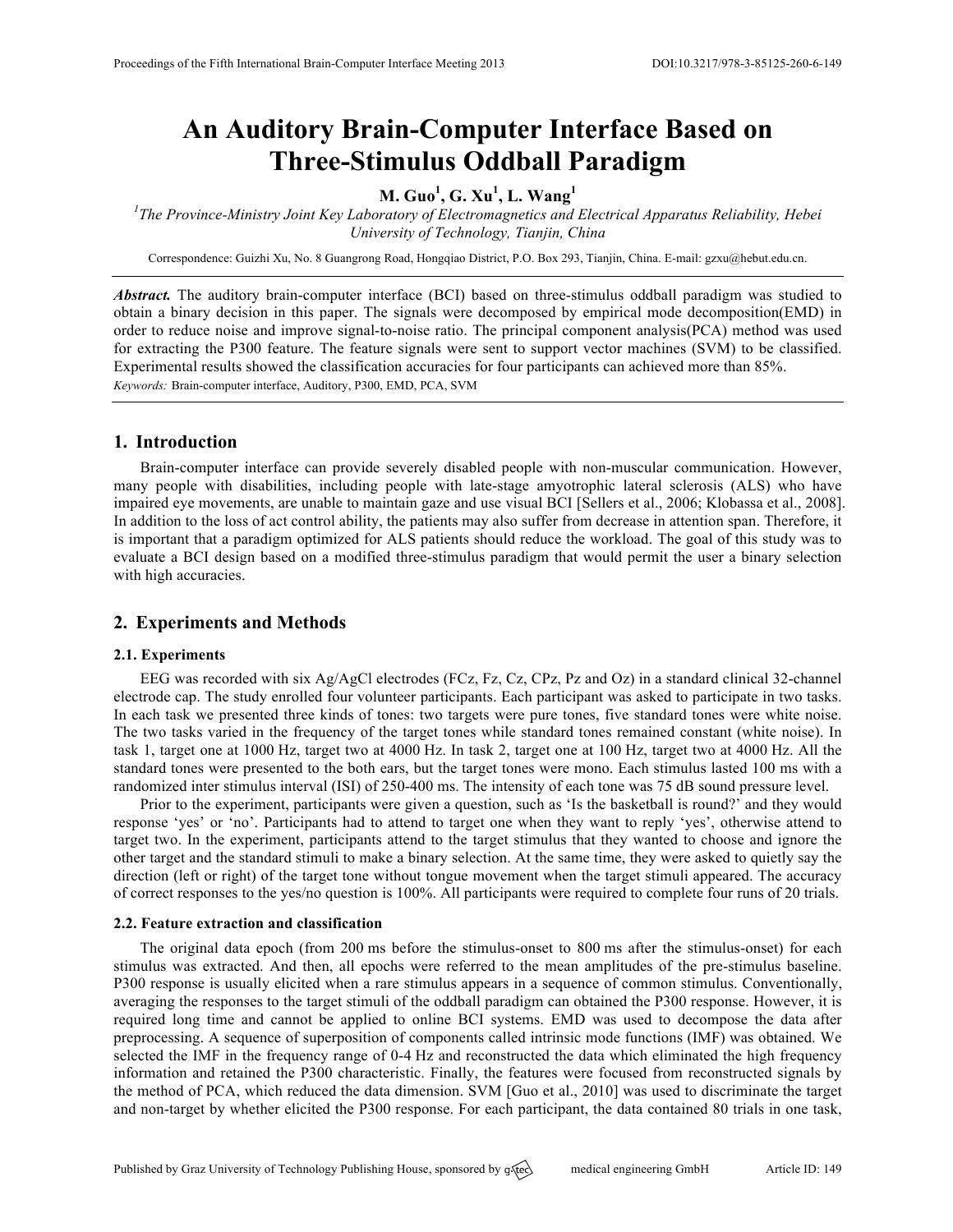# An Auditory Brain-Computer Interface Based on Three-Stimulus Oddball Paradigm

**M. Guo[1], G. Xu[1], L. Wang[1]**

[1]*The Province-Ministry Joint Key Laboratory of Electromagnetics and Electrical Apparatus Reliability, Hebei University of Technology, Tianjin, China*

Correspondence: Guizhi Xu, No. 8 Guangrong Road, Hongqiao District, P.O. Box 293, Tianjin, China. E-mail: gzxu@hebut.edu.cn.

***Abstract.*** The auditory brain-computer interface (BCI) based on three-stimulus oddball paradigm was studied to obtain a binary decision in this paper. The signals were decomposed by empirical mode decomposition(EMD) in order to reduce noise and improve signal-to-noise ratio. The principal component analysis(PCA) method was used for extracting the P300 feature. The feature signals were sent to support vector machines (SVM) to be classified. Experimental results showed the classification accuracies for four participants can achieved more than 85%.

*Keywords:* Brain-computer interface, Auditory, P300, EMD, PCA, SVM

## 1. Introduction

Brain-computer interface can provide severely disabled people with non-muscular communication. However, many people with disabilities, including people with late-stage amyotrophic lateral sclerosis (ALS) who have impaired eye movements, are unable to maintain gaze and use visual BCI [Sellers et al., 2006; Klobassa et al., 2008]. In addition to the loss of act control ability, the patients may also suffer from decrease in attention span. Therefore, it is important that a paradigm optimized for ALS patients should reduce the workload. The goal of this study was to evaluate a BCI design based on a modified three-stimulus paradigm that would permit the user a binary selection with high accuracies.

## 2. Experiments and Methods

### 2.1. Experiments

EEG was recorded with six Ag/AgCl electrodes (FCz, Fz, Cz, CPz, Pz and Oz) in a standard clinical 32-channel electrode cap. The study enrolled four volunteer participants. Each participant was asked to participate in two tasks. In each task we presented three kinds of tones: two targets were pure tones, five standard tones were white noise. The two tasks varied in the frequency of the target tones while standard tones remained constant (white noise). In task 1, target one at 1000 Hz, target two at 4000 Hz. In task 2, target one at 100 Hz, target two at 4000 Hz. All the standard tones were presented to the both ears, but the target tones were mono. Each stimulus lasted 100 ms with a randomized inter stimulus interval (ISI) of 250-400 ms. The intensity of each tone was 75 dB sound pressure level.

Prior to the experiment, participants were given a question, such as 'Is the basketball is round?' and they would response 'yes' or 'no'. Participants had to attend to target one when they want to reply 'yes', otherwise attend to target two. In the experiment, participants attend to the target stimulus that they wanted to choose and ignore the other target and the standard stimuli to make a binary selection. At the same time, they were asked to quietly say the direction (left or right) of the target tone without tongue movement when the target stimuli appeared. The accuracy of correct responses to the yes/no question is 100%. All participants were required to complete four runs of 20 trials.

### 2.2. Feature extraction and classification

The original data epoch (from 200 ms before the stimulus-onset to 800 ms after the stimulus-onset) for each stimulus was extracted. And then, all epochs were referred to the mean amplitudes of the pre-stimulus baseline. P300 response is usually elicited when a rare stimulus appears in a sequence of common stimulus. Conventionally, averaging the responses to the target stimuli of the oddball paradigm can obtained the P300 response. However, it is required long time and cannot be applied to online BCI systems. EMD was used to decompose the data after preprocessing. A sequence of superposition of components called intrinsic mode functions (IMF) was obtained. We selected the IMF in the frequency range of 0-4 Hz and reconstructed the data which eliminated the high frequency information and retained the P300 characteristic. Finally, the features were focused from reconstructed signals by the method of PCA, which reduced the data dimension. SVM [Guo et al., 2010] was used to discriminate the target and non-target by whether elicited the P300 response. For each participant, the data contained 80 trials in one task,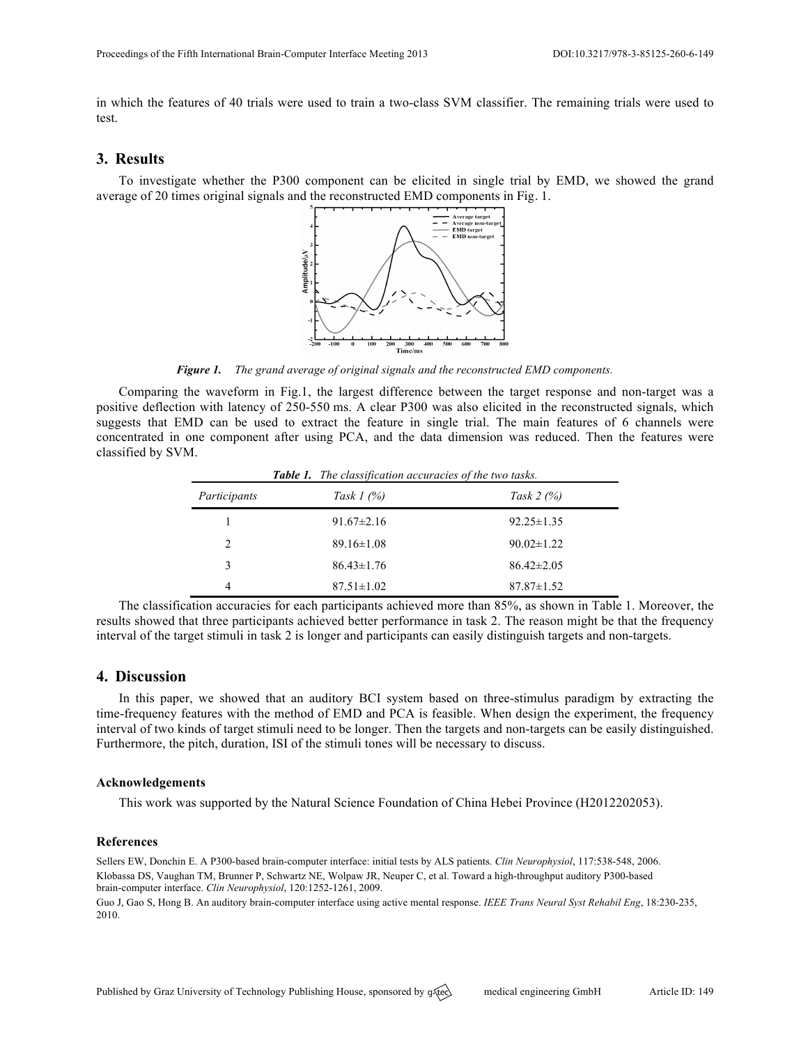in which the features of 40 trials were used to train a two-class SVM classifier. The remaining trials were used to test.

## 3. Results

To investigate whether the P300 component can be elicited in single trial by EMD, we showed the grand average of 20 times original signals and the reconstructed EMD components in Fig. 1.

Average target
Average non-target
EMD target
EMD non-target

Amplitude/μV
5
4
3
2
1
0
-1
-2
-200 -100 0 100 200 300 400 500 600 700 800
Time/ms

***Figure 1.*** *The grand average of original signals and the reconstructed EMD components.*

Comparing the waveform in Fig.1, the largest difference between the target response and non-target was a positive deflection with latency of 250-550 ms. A clear P300 was also elicited in the reconstructed signals, which suggests that EMD can be used to extract the feature in single trial. The main features of 6 channels were concentrated in one component after using PCA, and the data dimension was reduced. Then the features were classified by SVM.

***Table 1.*** *The classification accuracies of the two tasks.*

| *Participants* | *Task 1 (%)* | *Task 2 (%)* |
|---|---|---|
| 1 | 91.67±2.16 | 92.25±1.35 |
| 2 | 89.16±1.08 | 90.02±1.22 |
| 3 | 86.43±1.76 | 86.42±2.05 |
| 4 | 87.51±1.02 | 87.87±1.52 |

The classification accuracies for each participants achieved more than 85%, as shown in Table 1. Moreover, the results showed that three participants achieved better performance in task 2. The reason might be that the frequency interval of the target stimuli in task 2 is longer and participants can easily distinguish targets and non-targets.

## 4. Discussion

In this paper, we showed that an auditory BCI system based on three-stimulus paradigm by extracting the time-frequency features with the method of EMD and PCA is feasible. When design the experiment, the frequency interval of two kinds of target stimuli need to be longer. Then the targets and non-targets can be easily distinguished. Furthermore, the pitch, duration, ISI of the stimuli tones will be necessary to discuss.

#### Acknowledgements

This work was supported by the Natural Science Foundation of China Hebei Province (H2012202053).

#### References

Sellers EW, Donchin E. A P300-based brain-computer interface: initial tests by ALS patients. *Clin Neurophysiol*, 117:538-548, 2006.

Klobassa DS, Vaughan TM, Brunner P, Schwartz NE, Wolpaw JR, Neuper C, et al. Toward a high-throughput auditory P300-based brain-computer interface. *Clin Neurophysiol*, 120:1252-1261, 2009.

Guo J, Gao S, Hong B. An auditory brain-computer interface using active mental response. *IEEE Trans Neural Syst Rehabil Eng*, 18:230-235, 2010.